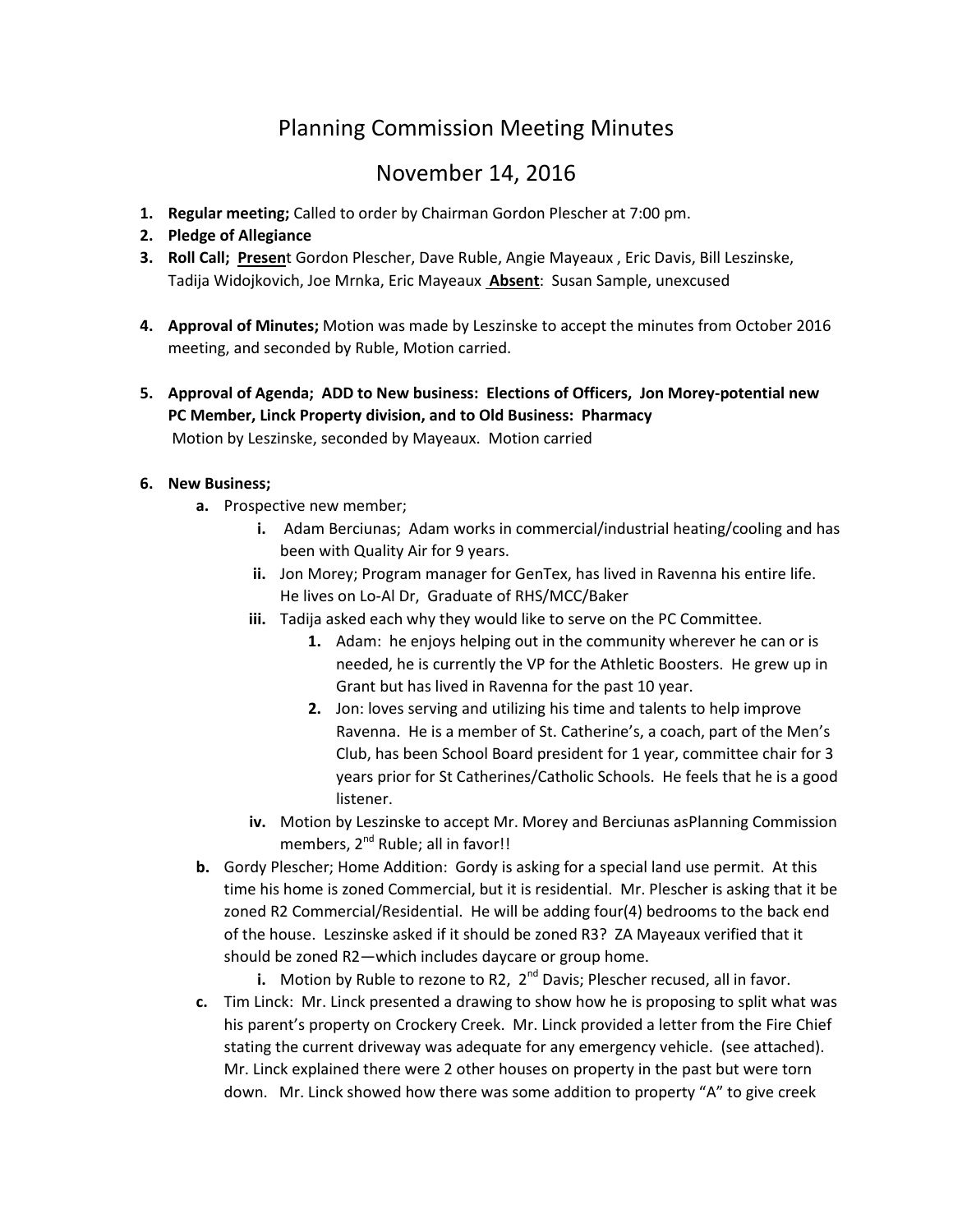# Planning Commission Meeting Minutes

## November 14, 2016

1. **Regular meeting;** Called to order by Chairman Gordon Plescher at 7:00 pm.
2. **Pledge of Allegiance**
3. **Roll Call;** **Present** Gordon Plescher, Dave Ruble, Angie Mayeaux , Eric Davis, Bill Leszinske, Tadija Widojkovich, Joe Mrnka, Eric Mayeaux **Absent**: Susan Sample, unexcused
4. **Approval of Minutes;** Motion was made by Leszinske to accept the minutes from October 2016 meeting, and seconded by Ruble, Motion carried.
5. **Approval of Agenda; ADD to New business: Elections of Officers, Jon Morey-potential new PC Member, Linck Property division, and to Old Business: Pharmacy**
   Motion by Leszinske, seconded by Mayeaux. Motion carried
6. **New Business;**
   a. Prospective new member;
      i. Adam Berciunas; Adam works in commercial/industrial heating/cooling and has been with Quality Air for 9 years.
      ii. Jon Morey; Program manager for GenTex, has lived in Ravenna his entire life. He lives on Lo-Al Dr, Graduate of RHS/MCC/Baker
      iii. Tadija asked each why they would like to serve on the PC Committee.
         1. Adam: he enjoys helping out in the community wherever he can or is needed, he is currently the VP for the Athletic Boosters. He grew up in Grant but has lived in Ravenna for the past 10 year.
         2. Jon: loves serving and utilizing his time and talents to help improve Ravenna. He is a member of St. Catherine's, a coach, part of the Men's Club, has been School Board president for 1 year, committee chair for 3 years prior for St Catherines/Catholic Schools. He feels that he is a good listener.
      iv. Motion by Leszinske to accept Mr. Morey and Berciunas asPlanning Commission members, 2nd Ruble; all in favor!!
   b. Gordy Plescher; Home Addition: Gordy is asking for a special land use permit. At this time his home is zoned Commercial, but it is residential. Mr. Plescher is asking that it be zoned R2 Commercial/Residential. He will be adding four(4) bedrooms to the back end of the house. Leszinske asked if it should be zoned R3? ZA Mayeaux verified that it should be zoned R2—which includes daycare or group home.
      i. Motion by Ruble to rezone to R2, 2nd Davis; Plescher recused, all in favor.
   c. Tim Linck: Mr. Linck presented a drawing to show how he is proposing to split what was his parent's property on Crockery Creek. Mr. Linck provided a letter from the Fire Chief stating the current driveway was adequate for any emergency vehicle. (see attached). Mr. Linck explained there were 2 other houses on property in the past but were torn down. Mr. Linck showed how there was some addition to property "A" to give creek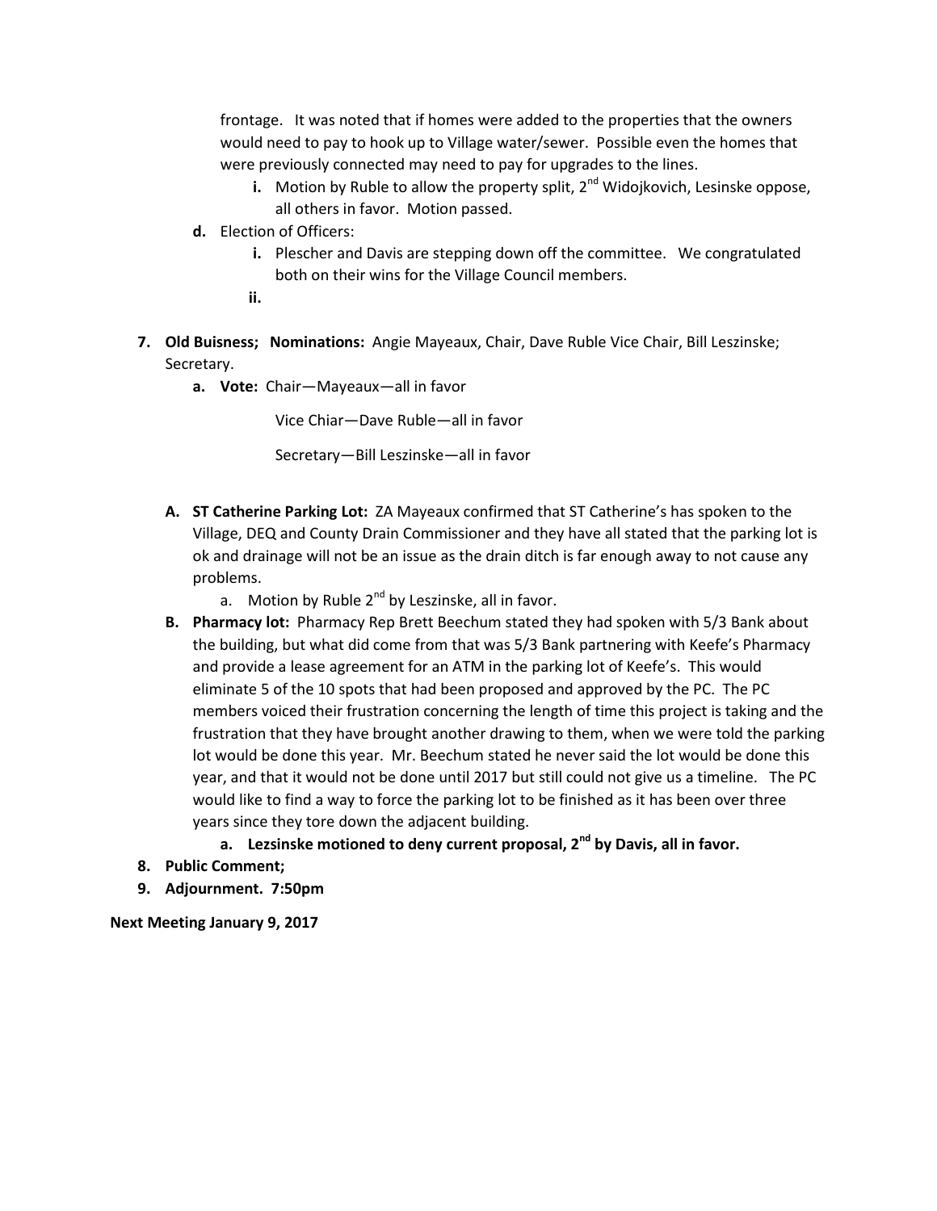frontage. It was noted that if homes were added to the properties that the owners would need to pay to hook up to Village water/sewer. Possible even the homes that were previously connected may need to pay for upgrades to the lines.

- **i.** Motion by Ruble to allow the property split, 2nd Widojkovich, Lesinske oppose, all others in favor. Motion passed.

**d.** Election of Officers:

- **i.** Plescher and Davis are stepping down off the committee. We congratulated both on their wins for the Village Council members.
- **ii.**

**7. Old Buisness; Nominations:** Angie Mayeaux, Chair, Dave Ruble Vice Chair, Bill Leszinske; Secretary.

**a. Vote:** Chair—Mayeaux—all in favor

Vice Chiar—Dave Ruble—all in favor

Secretary—Bill Leszinske—all in favor

**A. ST Catherine Parking Lot:** ZA Mayeaux confirmed that ST Catherine's has spoken to the Village, DEQ and County Drain Commissioner and they have all stated that the parking lot is ok and drainage will not be an issue as the drain ditch is far enough away to not cause any problems.

a. Motion by Ruble 2nd by Leszinske, all in favor.

**B. Pharmacy lot:** Pharmacy Rep Brett Beechum stated they had spoken with 5/3 Bank about the building, but what did come from that was 5/3 Bank partnering with Keefe's Pharmacy and provide a lease agreement for an ATM in the parking lot of Keefe's. This would eliminate 5 of the 10 spots that had been proposed and approved by the PC. The PC members voiced their frustration concerning the length of time this project is taking and the frustration that they have brought another drawing to them, when we were told the parking lot would be done this year. Mr. Beechum stated he never said the lot would be done this year, and that it would not be done until 2017 but still could not give us a timeline. The PC would like to find a way to force the parking lot to be finished as it has been over three years since they tore down the adjacent building.

**a. Lezsinske motioned to deny current proposal, 2nd by Davis, all in favor.**

**8. Public Comment;**

**9. Adjournment. 7:50pm**

**Next Meeting January 9, 2017**